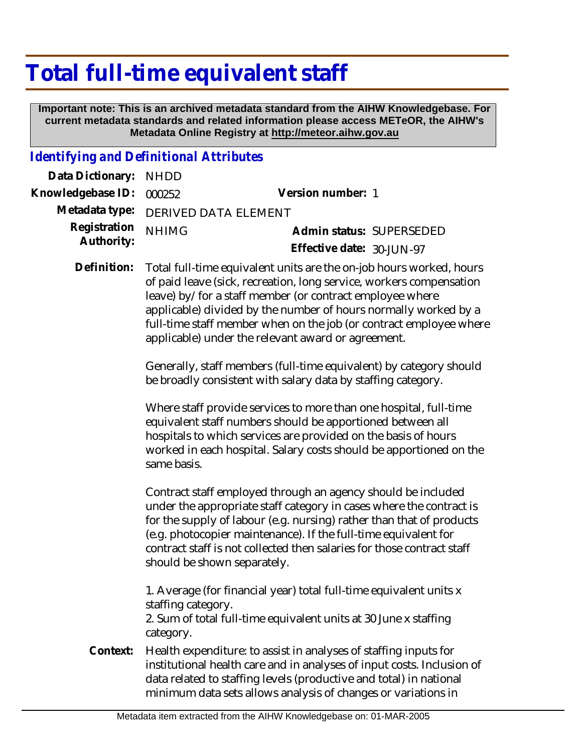# Total full-time equivalent staff

**Important note: This is an archived metadata standard from the AIHW Knowledgebase. For current metadata standards and related information please access METeOR, the AIHW's Metadata Online Registry at http://meteor.aihw.gov.au**

## *Identifying and Definitional Attributes*

| | | | |
|---|---|---|---|
| **Data Dictionary:** | NHDD | | |
| **Knowledgebase ID:** | 000252 | **Version number:** | 1 |
| **Metadata type:** | DERIVED DATA ELEMENT | | |
| **Registration Authority:** | NHIMG | **Admin status:** | SUPERSEDED |
| | | **Effective date:** | 30-JUN-97 |

**Definition:** Total full-time equivalent units are the on-job hours worked, hours of paid leave (sick, recreation, long service, workers compensation leave) by/for a staff member (or contract employee where applicable) divided by the number of hours normally worked by a full-time staff member when on the job (or contract employee where applicable) under the relevant award or agreement.

Generally, staff members (full-time equivalent) by category should be broadly consistent with salary data by staffing category.

Where staff provide services to more than one hospital, full-time equivalent staff numbers should be apportioned between all hospitals to which services are provided on the basis of hours worked in each hospital. Salary costs should be apportioned on the same basis.

Contract staff employed through an agency should be included under the appropriate staff category in cases where the contract is for the supply of labour (e.g. nursing) rather than that of products (e.g. photocopier maintenance). If the full-time equivalent for contract staff is not collected then salaries for those contract staff should be shown separately.

1. Average (for financial year) total full-time equivalent units x staffing category.
2. Sum of total full-time equivalent units at 30 June x staffing category.

**Context:** Health expenditure: to assist in analyses of staffing inputs for institutional health care and in analyses of input costs. Inclusion of data related to staffing levels (productive and total) in national minimum data sets allows analysis of changes or variations in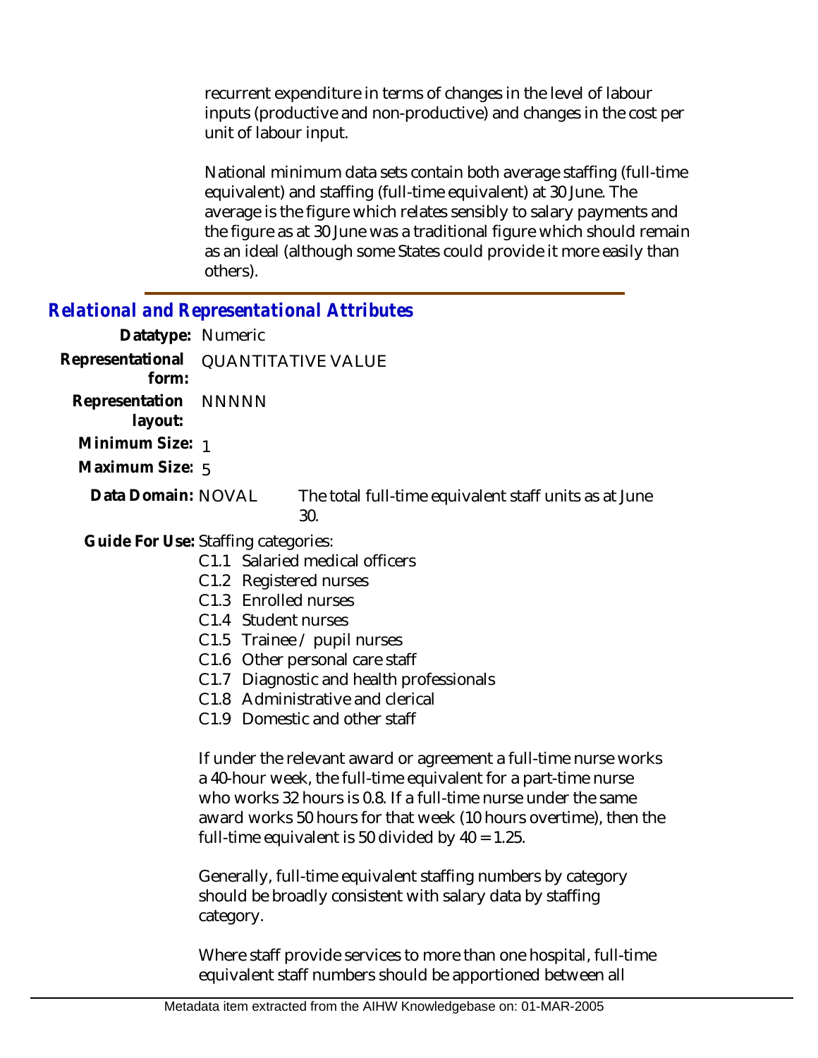recurrent expenditure in terms of changes in the level of labour inputs (productive and non-productive) and changes in the cost per unit of labour input.

National minimum data sets contain both average staffing (full-time equivalent) and staffing (full-time equivalent) at 30 June. The average is the figure which relates sensibly to salary payments and the figure as at 30 June was a traditional figure which should remain as an ideal (although some States could provide it more easily than others).

## *Relational and Representational Attributes*

**Datatype:** Numeric

**Representational form:** QUANTITATIVE VALUE

**Representation layout:** NNNNN

**Minimum Size:** 1

**Maximum Size:** 5

**Data Domain:** NOVAL The total full-time equivalent staff units as at June 30.

**Guide For Use:** Staffing categories:

- C1.1 Salaried medical officers
- C1.2 Registered nurses
- C1.3 Enrolled nurses
- C1.4 Student nurses
- C1.5 Trainee / pupil nurses
- C1.6 Other personal care staff
- C1.7 Diagnostic and health professionals
- C1.8 Administrative and clerical
- C1.9 Domestic and other staff

If under the relevant award or agreement a full-time nurse works a 40-hour week, the full-time equivalent for a part-time nurse who works 32 hours is 0.8. If a full-time nurse under the same award works 50 hours for that week (10 hours overtime), then the full-time equivalent is 50 divided by 40 = 1.25.

Generally, full-time equivalent staffing numbers by category should be broadly consistent with salary data by staffing category.

Where staff provide services to more than one hospital, full-time equivalent staff numbers should be apportioned between all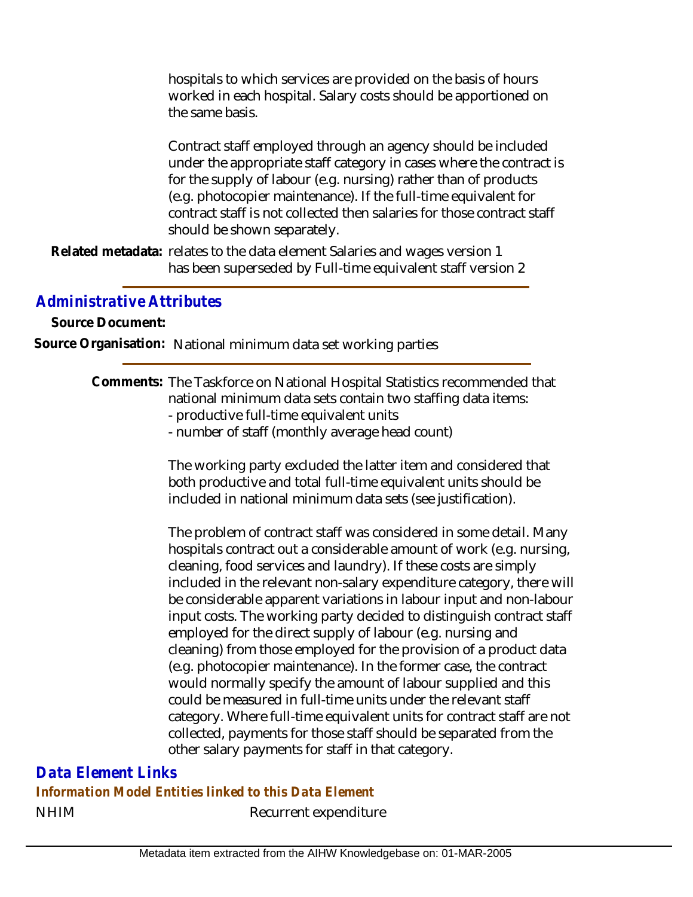hospitals to which services are provided on the basis of hours worked in each hospital. Salary costs should be apportioned on the same basis.

Contract staff employed through an agency should be included under the appropriate staff category in cases where the contract is for the supply of labour (e.g. nursing) rather than of products (e.g. photocopier maintenance). If the full-time equivalent for contract staff is not collected then salaries for those contract staff should be shown separately.

**Related metadata:** relates to the data element Salaries and wages version 1
has been superseded by Full-time equivalent staff version 2

## Administrative Attributes

**Source Document:**

**Source Organisation:** National minimum data set working parties

**Comments:** The Taskforce on National Hospital Statistics recommended that national minimum data sets contain two staffing data items:
- productive full-time equivalent units
- number of staff (monthly average head count)

The working party excluded the latter item and considered that both productive and total full-time equivalent units should be included in national minimum data sets (see justification).

The problem of contract staff was considered in some detail. Many hospitals contract out a considerable amount of work (e.g. nursing, cleaning, food services and laundry). If these costs are simply included in the relevant non-salary expenditure category, there will be considerable apparent variations in labour input and non-labour input costs. The working party decided to distinguish contract staff employed for the direct supply of labour (e.g. nursing and cleaning) from those employed for the provision of a product data (e.g. photocopier maintenance). In the former case, the contract would normally specify the amount of labour supplied and this could be measured in full-time units under the relevant staff category. Where full-time equivalent units for contract staff are not collected, payments for those staff should be separated from the other salary payments for staff in that category.

## Data Element Links

### Information Model Entities linked to this Data Element

NHIM Recurrent expenditure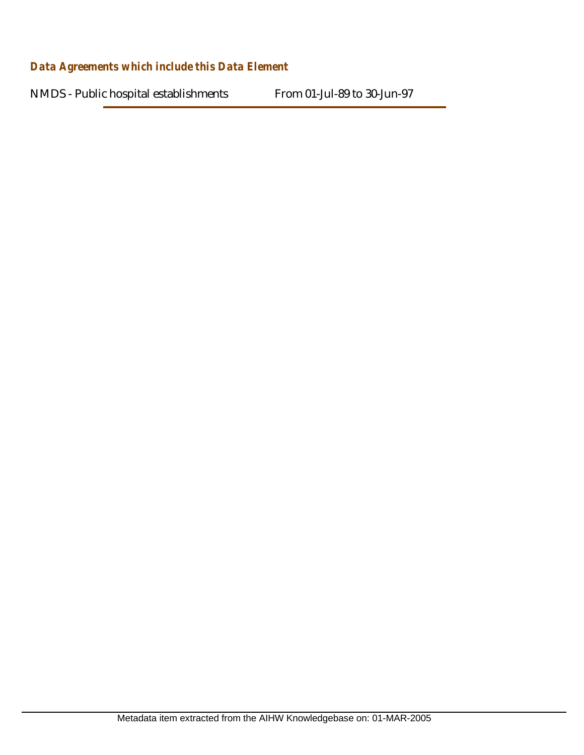### Data Agreements which include this Data Element

| | |
|---|---|
| NMDS - Public hospital establishments | From 01-Jul-89 to 30-Jun-97 |

Metadata item extracted from the AIHW Knowledgebase on: 01-MAR-2005